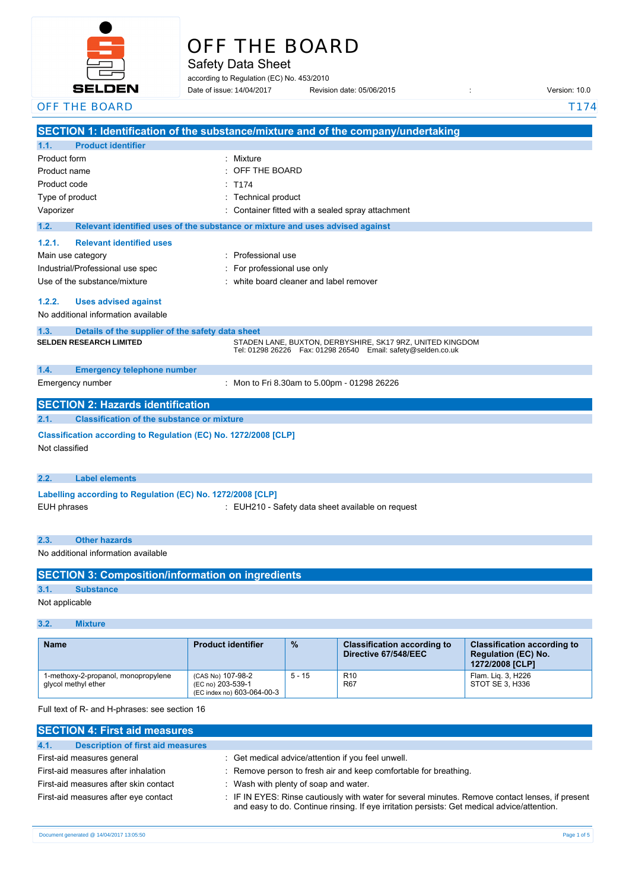# OFF THE BOARD

## Safety Data Sheet

according to Regulation (EC) No. 453/2010

Date of issue: 14/04/2017 Revision date: 05/06/2015 : Version: 10.0

OFF THE BOARD T174

## SECTION 1: Identification of the substance/mixture and of the company/undertaking

### 1.1. Product identifier

Product form : Mixture

Product name : OFF THE BOARD

Product code : T174

Type of product : Technical product

Vaporizer : Container fitted with a sealed spray attachment

### 1.2. Relevant identified uses of the substance or mixture and uses advised against

#### 1.2.1. Relevant identified uses

Main use category : Professional use

Industrial/Professional use spec : For professional use only

Use of the substance/mixture : white board cleaner and label remover

#### 1.2.2. Uses advised against

No additional information available

### 1.3. Details of the supplier of the safety data sheet

**SELDEN RESEARCH LIMITED**

STADEN LANE, BUXTON, DERBYSHIRE, SK17 9RZ, UNITED KINGDOM
Tel: 01298 26226 Fax: 01298 26540 Email: safety@selden.co.uk

### 1.4. Emergency telephone number

Emergency number : Mon to Fri 8.30am to 5.00pm - 01298 26226

## SECTION 2: Hazards identification

### 2.1. Classification of the substance or mixture

**Classification according to Regulation (EC) No. 1272/2008 [CLP]**

Not classified

### 2.2. Label elements

**Labelling according to Regulation (EC) No. 1272/2008 [CLP]**

EUH phrases : EUH210 - Safety data sheet available on request

### 2.3. Other hazards

No additional information available

## SECTION 3: Composition/information on ingredients

### 3.1. Substance

Not applicable

### 3.2. Mixture

| Name | Product identifier | % | Classification according to Directive 67/548/EEC | Classification according to Regulation (EC) No. 1272/2008 [CLP] |
|---|---|---|---|---|
| 1-methoxy-2-propanol, monopropylene glycol methyl ether | (CAS No) 107-98-2<br>(EC no) 203-539-1<br>(EC index no) 603-064-00-3 | 5 - 15 | R10<br>R67 | Flam. Liq. 3, H226<br>STOT SE 3, H336 |

Full text of R- and H-phrases: see section 16

## SECTION 4: First aid measures

### 4.1. Description of first aid measures

First-aid measures general : Get medical advice/attention if you feel unwell.

First-aid measures after inhalation : Remove person to fresh air and keep comfortable for breathing.

First-aid measures after skin contact : Wash with plenty of soap and water.

First-aid measures after eye contact : IF IN EYES: Rinse cautiously with water for several minutes. Remove contact lenses, if present and easy to do. Continue rinsing. If eye irritation persists: Get medical advice/attention.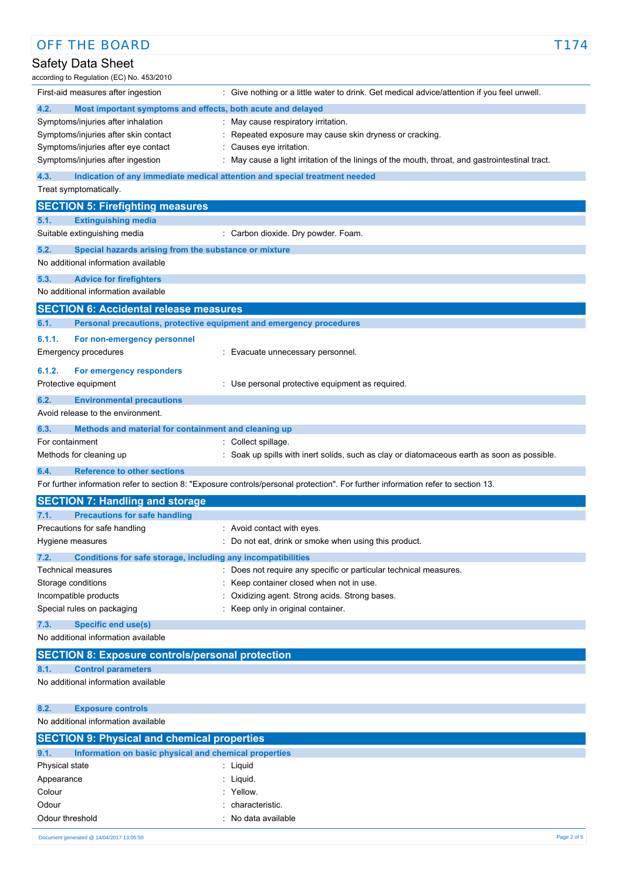| | |
|---|---|
| First-aid measures after ingestion | : Give nothing or a little water to drink. Get medical advice/attention if you feel unwell. |

### 4.2. Most important symptoms and effects, both acute and delayed

| | |
|---|---|
| Symptoms/injuries after inhalation | : May cause respiratory irritation. |
| Symptoms/injuries after skin contact | : Repeated exposure may cause skin dryness or cracking. |
| Symptoms/injuries after eye contact | : Causes eye irritation. |
| Symptoms/injuries after ingestion | : May cause a light irritation of the linings of the mouth, throat, and gastrointestinal tract. |

### 4.3. Indication of any immediate medical attention and special treatment needed

Treat symptomatically.

## SECTION 5: Firefighting measures

### 5.1. Extinguishing media

| | |
|---|---|
| Suitable extinguishing media | : Carbon dioxide. Dry powder. Foam. |

### 5.2. Special hazards arising from the substance or mixture

No additional information available

### 5.3. Advice for firefighters

No additional information available

## SECTION 6: Accidental release measures

### 6.1. Personal precautions, protective equipment and emergency procedures

#### 6.1.1. For non-emergency personnel

| | |
|---|---|
| Emergency procedures | : Evacuate unnecessary personnel. |

#### 6.1.2. For emergency responders

| | |
|---|---|
| Protective equipment | : Use personal protective equipment as required. |

### 6.2. Environmental precautions

Avoid release to the environment.

### 6.3. Methods and material for containment and cleaning up

| | |
|---|---|
| For containment | : Collect spillage. |
| Methods for cleaning up | : Soak up spills with inert solids, such as clay or diatomaceous earth as soon as possible. |

### 6.4. Reference to other sections

For further information refer to section 8: "Exposure controls/personal protection". For further information refer to section 13.

## SECTION 7: Handling and storage

### 7.1. Precautions for safe handling

| | |
|---|---|
| Precautions for safe handling | : Avoid contact with eyes. |
| Hygiene measures | : Do not eat, drink or smoke when using this product. |

### 7.2. Conditions for safe storage, including any incompatibilities

| | |
|---|---|
| Technical measures | : Does not require any specific or particular technical measures. |
| Storage conditions | : Keep container closed when not in use. |
| Incompatible products | : Oxidizing agent. Strong acids. Strong bases. |
| Special rules on packaging | : Keep only in original container. |

### 7.3. Specific end use(s)

No additional information available

## SECTION 8: Exposure controls/personal protection

### 8.1. Control parameters

No additional information available

### 8.2. Exposure controls

No additional information available

## SECTION 9: Physical and chemical properties

### 9.1. Information on basic physical and chemical properties

| | |
|---|---|
| Physical state | : Liquid |
| Appearance | : Liquid. |
| Colour | : Yellow. |
| Odour | : characteristic. |
| Odour threshold | : No data available |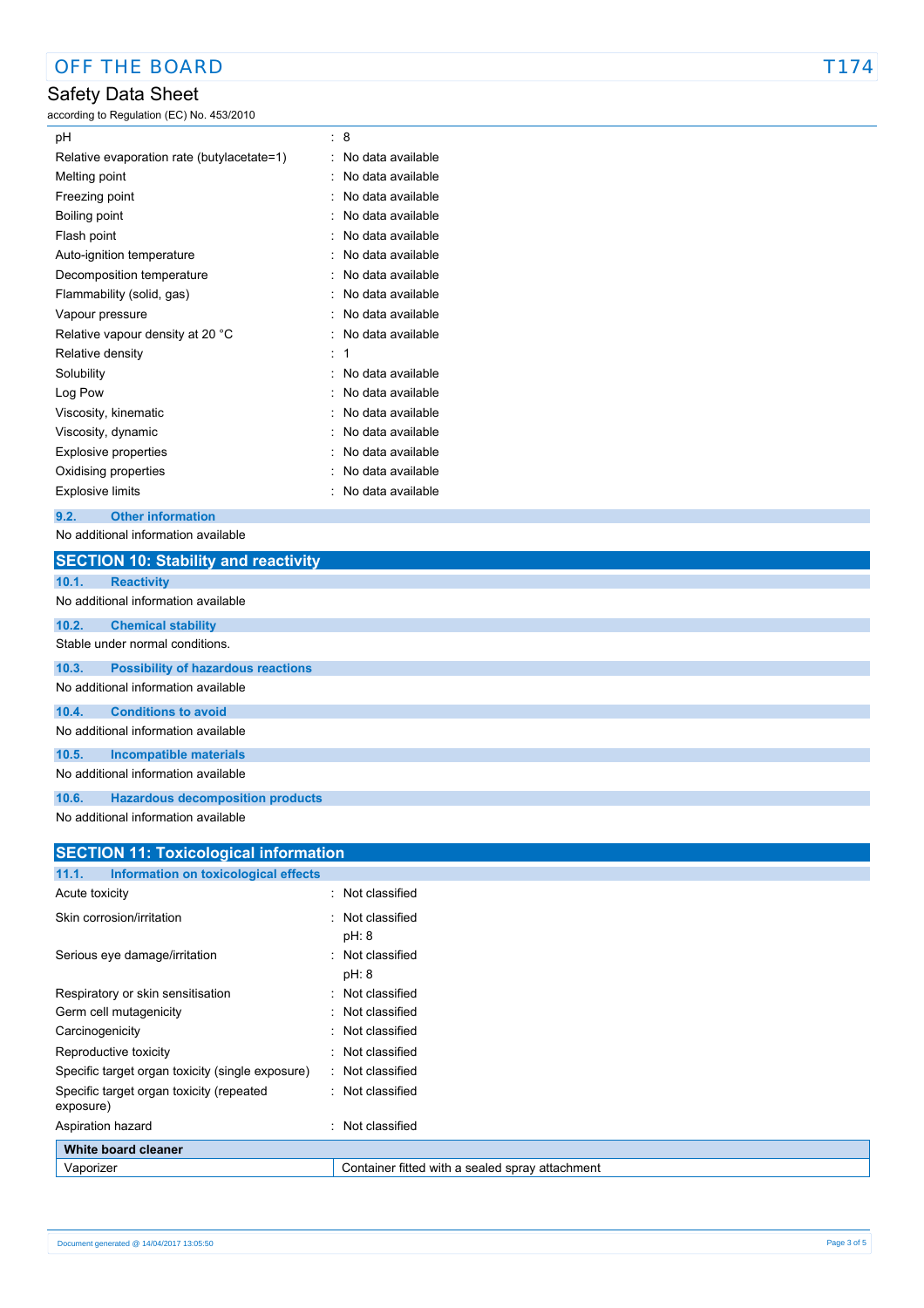| | | |
|---|---|---|
| pH | : | 8 |
| Relative evaporation rate (butylacetate=1) | : | No data available |
| Melting point | : | No data available |
| Freezing point | : | No data available |
| Boiling point | : | No data available |
| Flash point | : | No data available |
| Auto-ignition temperature | : | No data available |
| Decomposition temperature | : | No data available |
| Flammability (solid, gas) | : | No data available |
| Vapour pressure | : | No data available |
| Relative vapour density at 20 °C | : | No data available |
| Relative density | : | 1 |
| Solubility | : | No data available |
| Log Pow | : | No data available |
| Viscosity, kinematic | : | No data available |
| Viscosity, dynamic | : | No data available |
| Explosive properties | : | No data available |
| Oxidising properties | : | No data available |
| Explosive limits | : | No data available |

### 9.2. Other information

No additional information available

## SECTION 10: Stability and reactivity

### 10.1. Reactivity

No additional information available

### 10.2. Chemical stability

Stable under normal conditions.

### 10.3. Possibility of hazardous reactions

No additional information available

### 10.4. Conditions to avoid

No additional information available

### 10.5. Incompatible materials

No additional information available

### 10.6. Hazardous decomposition products

No additional information available

## SECTION 11: Toxicological information

### 11.1. Information on toxicological effects

| | | |
|---|---|---|
| Acute toxicity | : | Not classified |
| Skin corrosion/irritation | : | Not classified<br>pH: 8 |
| Serious eye damage/irritation | : | Not classified<br>pH: 8 |
| Respiratory or skin sensitisation | : | Not classified |
| Germ cell mutagenicity | : | Not classified |
| Carcinogenicity | : | Not classified |
| Reproductive toxicity | : | Not classified |
| Specific target organ toxicity (single exposure) | : | Not classified |
| Specific target organ toxicity (repeated exposure) | : | Not classified |
| Aspiration hazard | : | Not classified |

| White board cleaner | |
|---|---|
| Vaporizer | Container fitted with a sealed spray attachment |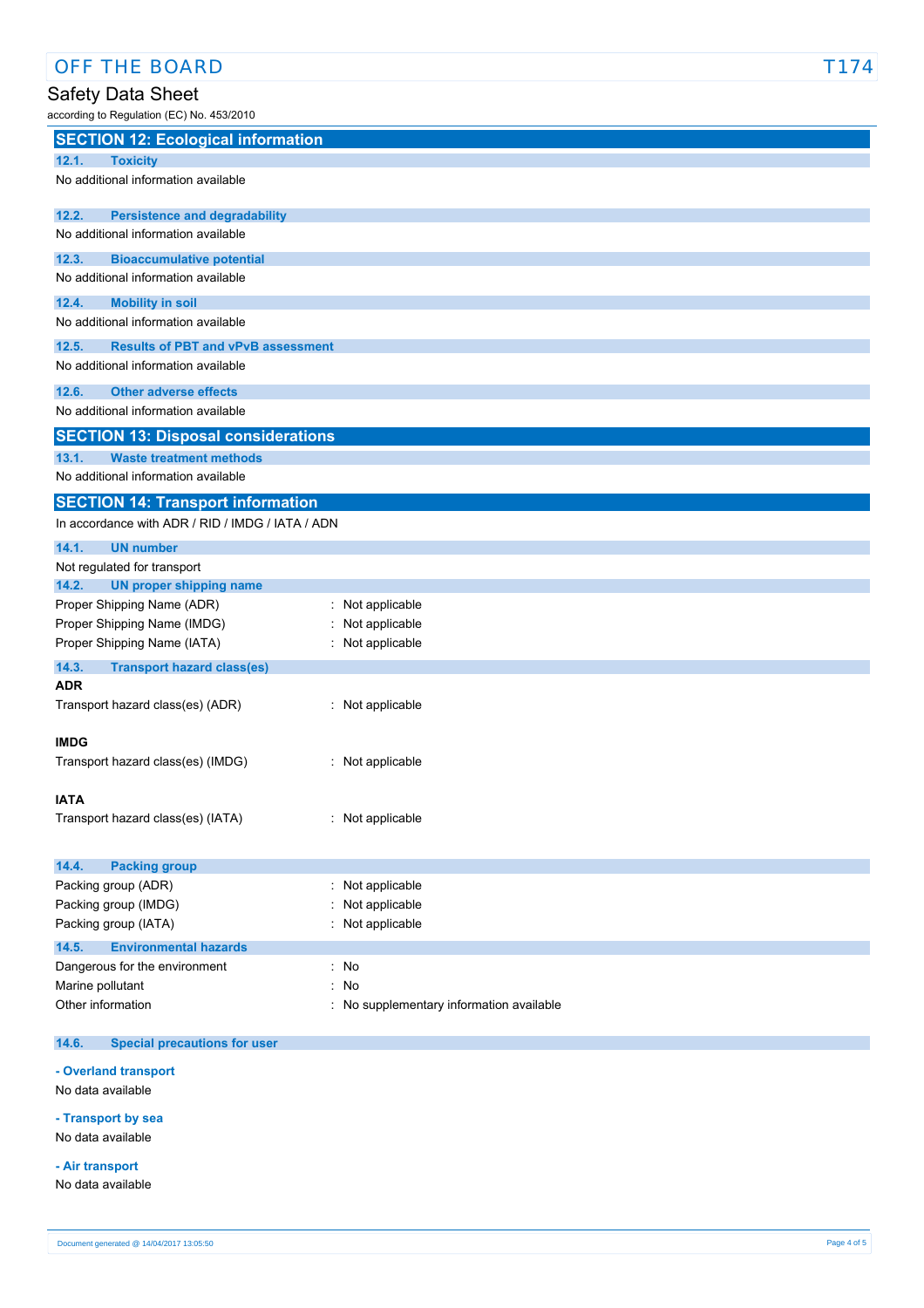## SECTION 12: Ecological information

### 12.1. Toxicity

No additional information available

### 12.2. Persistence and degradability

No additional information available

### 12.3. Bioaccumulative potential

No additional information available

### 12.4. Mobility in soil

No additional information available

### 12.5. Results of PBT and vPvB assessment

No additional information available

### 12.6. Other adverse effects

No additional information available

## SECTION 13: Disposal considerations

### 13.1. Waste treatment methods

No additional information available

## SECTION 14: Transport information

In accordance with ADR / RID / IMDG / IATA / ADN

### 14.1. UN number

Not regulated for transport

### 14.2. UN proper shipping name

Proper Shipping Name (ADR) : Not applicable
Proper Shipping Name (IMDG) : Not applicable
Proper Shipping Name (IATA) : Not applicable

### 14.3. Transport hazard class(es)

**ADR**

Transport hazard class(es) (ADR) : Not applicable

**IMDG**

Transport hazard class(es) (IMDG) : Not applicable

**IATA**

Transport hazard class(es) (IATA) : Not applicable

### 14.4. Packing group

Packing group (ADR) : Not applicable
Packing group (IMDG) : Not applicable
Packing group (IATA) : Not applicable

### 14.5. Environmental hazards

Dangerous for the environment : No
Marine pollutant : No
Other information : No supplementary information available

### 14.6. Special precautions for user

**- Overland transport**

No data available

**- Transport by sea**

No data available

**- Air transport**

No data available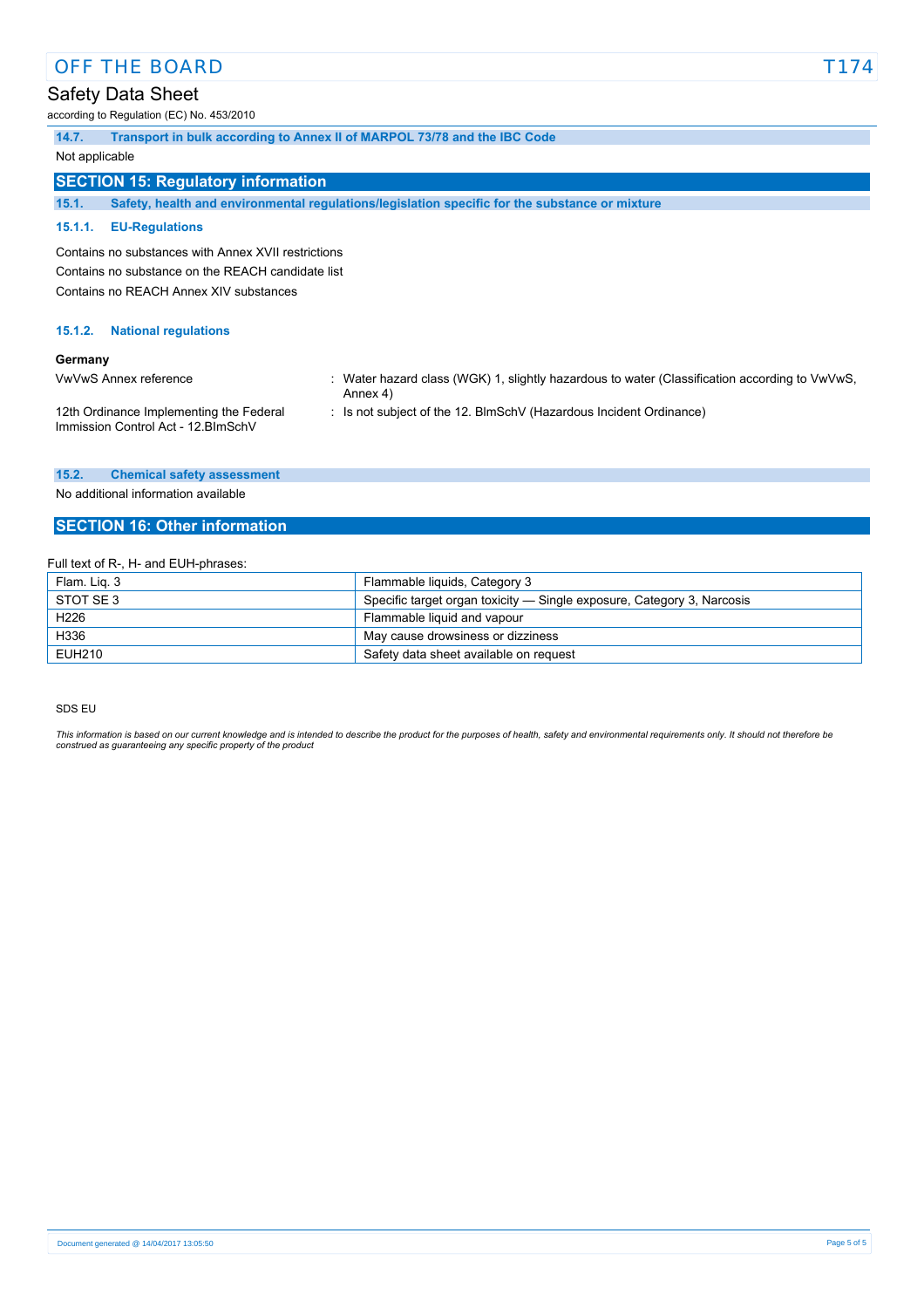### 14.7. Transport in bulk according to Annex II of MARPOL 73/78 and the IBC Code

Not applicable

## SECTION 15: Regulatory information

### 15.1. Safety, health and environmental regulations/legislation specific for the substance or mixture

#### 15.1.1. EU-Regulations

Contains no substances with Annex XVII restrictions

Contains no substance on the REACH candidate list

Contains no REACH Annex XIV substances

#### 15.1.2. National regulations

**Germany**

VwVwS Annex reference : Water hazard class (WGK) 1, slightly hazardous to water (Classification according to VwVwS, Annex 4)

12th Ordinance Implementing the Federal Immission Control Act - 12.BImSchV : Is not subject of the 12. BlmSchV (Hazardous Incident Ordinance)

### 15.2. Chemical safety assessment

No additional information available

## SECTION 16: Other information

Full text of R-, H- and EUH-phrases:

| | |
|---|---|
| Flam. Liq. 3 | Flammable liquids, Category 3 |
| STOT SE 3 | Specific target organ toxicity — Single exposure, Category 3, Narcosis |
| H226 | Flammable liquid and vapour |
| H336 | May cause drowsiness or dizziness |
| EUH210 | Safety data sheet available on request |

SDS EU

*This information is based on our current knowledge and is intended to describe the product for the purposes of health, safety and environmental requirements only. It should not therefore be construed as guaranteeing any specific property of the product*